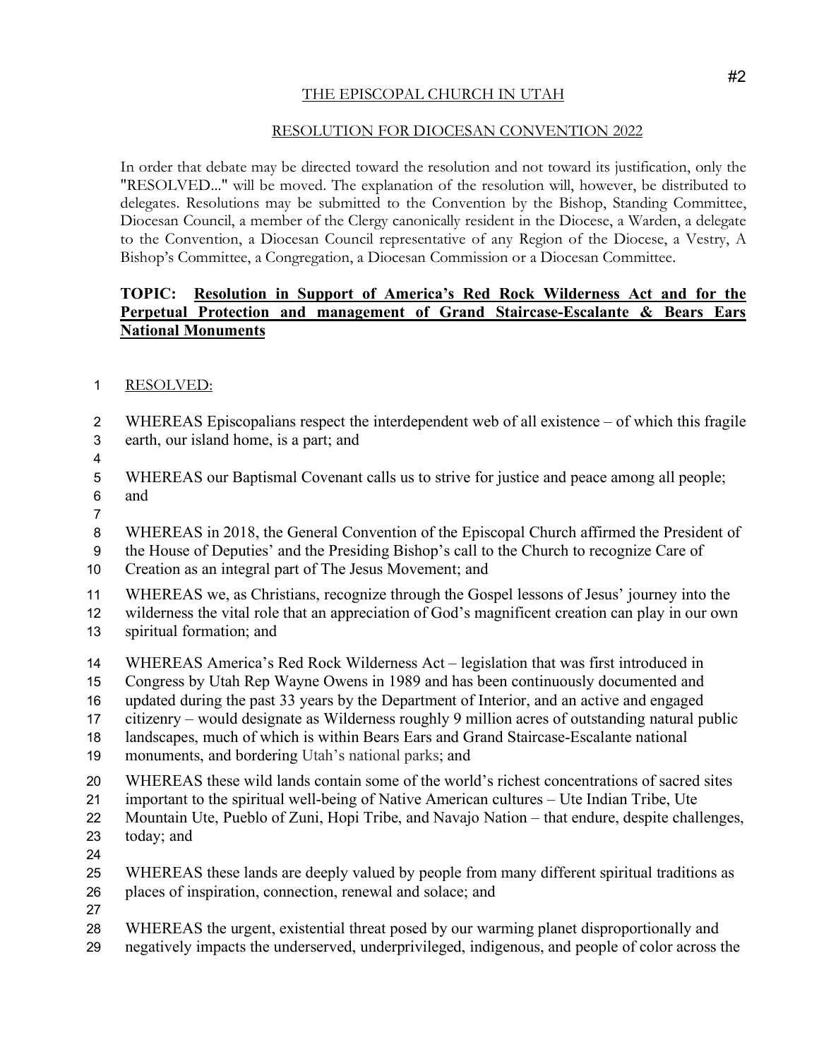THE EPISCOPAL CHURCH IN UTAH

RESOLUTION FOR DIOCESAN CONVENTION 2022

In order that debate may be directed toward the resolution and not toward its justification, only the "RESOLVED..." will be moved. The explanation of the resolution will, however, be distributed to delegates. Resolutions may be submitted to the Convention by the Bishop, Standing Committee, Diocesan Council, a member of the Clergy canonically resident in the Diocese, a Warden, a delegate to the Convention, a Diocesan Council representative of any Region of the Diocese, a Vestry, A Bishop's Committee, a Congregation, a Diocesan Commission or a Diocesan Committee.

**TOPIC: Resolution in Support of America's Red Rock Wilderness Act and for the Perpetual Protection and management of Grand Staircase-Escalante & Bears Ears National Monuments**

RESOLVED:

WHEREAS Episcopalians respect the interdependent web of all existence – of which this fragile earth, our island home, is a part; and

WHEREAS our Baptismal Covenant calls us to strive for justice and peace among all people; and

WHEREAS in 2018, the General Convention of the Episcopal Church affirmed the President of the House of Deputies' and the Presiding Bishop's call to the Church to recognize Care of Creation as an integral part of The Jesus Movement; and

WHEREAS we, as Christians, recognize through the Gospel lessons of Jesus' journey into the wilderness the vital role that an appreciation of God's magnificent creation can play in our own spiritual formation; and

WHEREAS America's Red Rock Wilderness Act – legislation that was first introduced in Congress by Utah Rep Wayne Owens in 1989 and has been continuously documented and updated during the past 33 years by the Department of Interior, and an active and engaged citizenry – would designate as Wilderness roughly 9 million acres of outstanding natural public landscapes, much of which is within Bears Ears and Grand Staircase-Escalante national monuments, and bordering Utah's national parks; and

WHEREAS these wild lands contain some of the world's richest concentrations of sacred sites important to the spiritual well-being of Native American cultures – Ute Indian Tribe, Ute Mountain Ute, Pueblo of Zuni, Hopi Tribe, and Navajo Nation – that endure, despite challenges, today; and

WHEREAS these lands are deeply valued by people from many different spiritual traditions as places of inspiration, connection, renewal and solace; and

WHEREAS the urgent, existential threat posed by our warming planet disproportionally and negatively impacts the underserved, underprivileged, indigenous, and people of color across the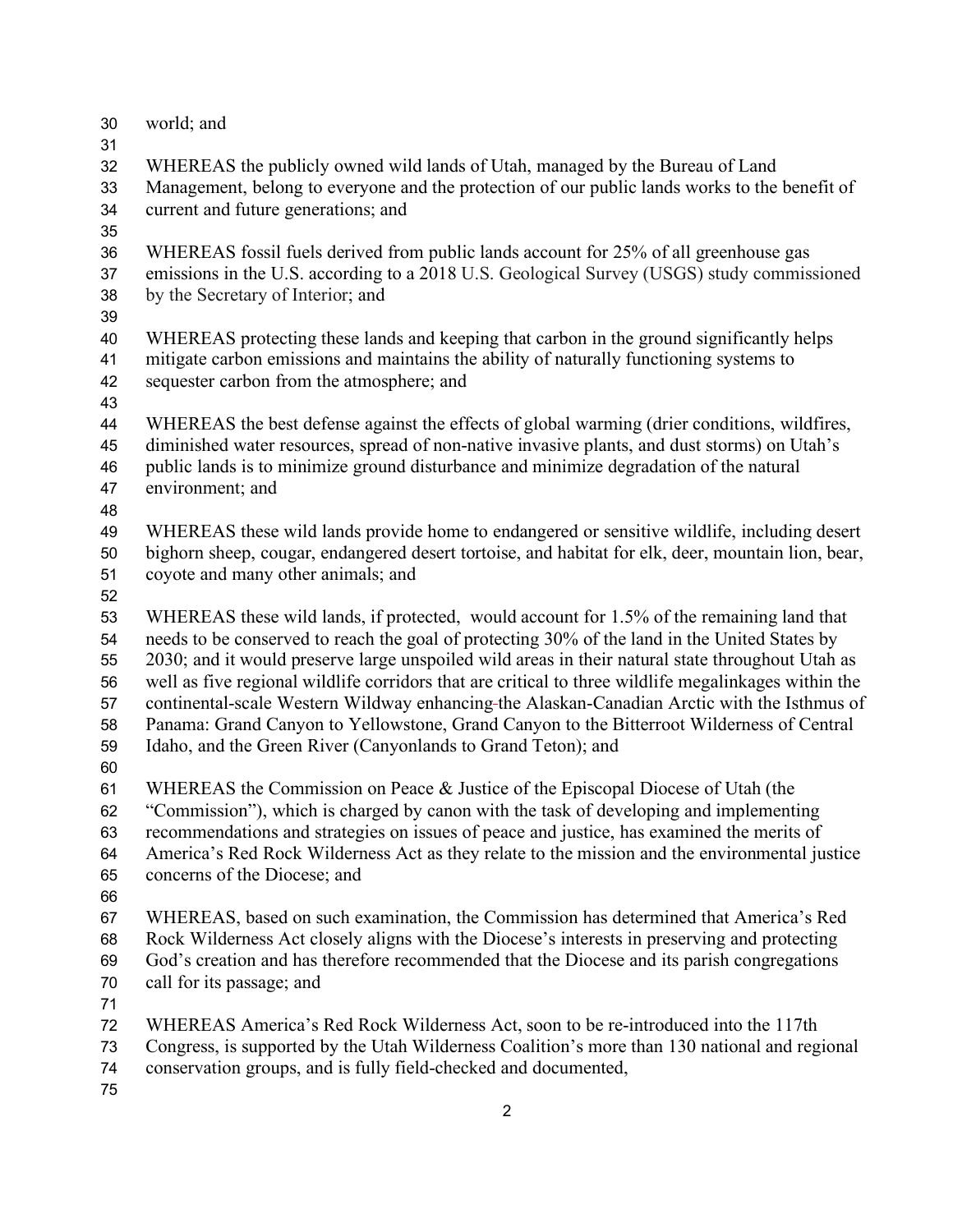world; and

WHEREAS the publicly owned wild lands of Utah, managed by the Bureau of Land Management, belong to everyone and the protection of our public lands works to the benefit of current and future generations; and

WHEREAS fossil fuels derived from public lands account for 25% of all greenhouse gas emissions in the U.S. according to a 2018 U.S. Geological Survey (USGS) study commissioned by the Secretary of Interior; and

WHEREAS protecting these lands and keeping that carbon in the ground significantly helps mitigate carbon emissions and maintains the ability of naturally functioning systems to sequester carbon from the atmosphere; and

WHEREAS the best defense against the effects of global warming (drier conditions, wildfires, diminished water resources, spread of non-native invasive plants, and dust storms) on Utah's public lands is to minimize ground disturbance and minimize degradation of the natural environment; and

WHEREAS these wild lands provide home to endangered or sensitive wildlife, including desert bighorn sheep, cougar, endangered desert tortoise, and habitat for elk, deer, mountain lion, bear, coyote and many other animals; and

WHEREAS these wild lands, if protected, would account for 1.5% of the remaining land that needs to be conserved to reach the goal of protecting 30% of the land in the United States by 2030; and it would preserve large unspoiled wild areas in their natural state throughout Utah as well as five regional wildlife corridors that are critical to three wildlife megalinkages within the continental-scale Western Wildway enhancing the Alaskan-Canadian Arctic with the Isthmus of Panama: Grand Canyon to Yellowstone, Grand Canyon to the Bitterroot Wilderness of Central Idaho, and the Green River (Canyonlands to Grand Teton); and

WHEREAS the Commission on Peace & Justice of the Episcopal Diocese of Utah (the "Commission"), which is charged by canon with the task of developing and implementing recommendations and strategies on issues of peace and justice, has examined the merits of America's Red Rock Wilderness Act as they relate to the mission and the environmental justice concerns of the Diocese; and

WHEREAS, based on such examination, the Commission has determined that America's Red Rock Wilderness Act closely aligns with the Diocese's interests in preserving and protecting God's creation and has therefore recommended that the Diocese and its parish congregations call for its passage; and

WHEREAS America's Red Rock Wilderness Act, soon to be re-introduced into the 117th Congress, is supported by the Utah Wilderness Coalition's more than 130 national and regional conservation groups, and is fully field-checked and documented,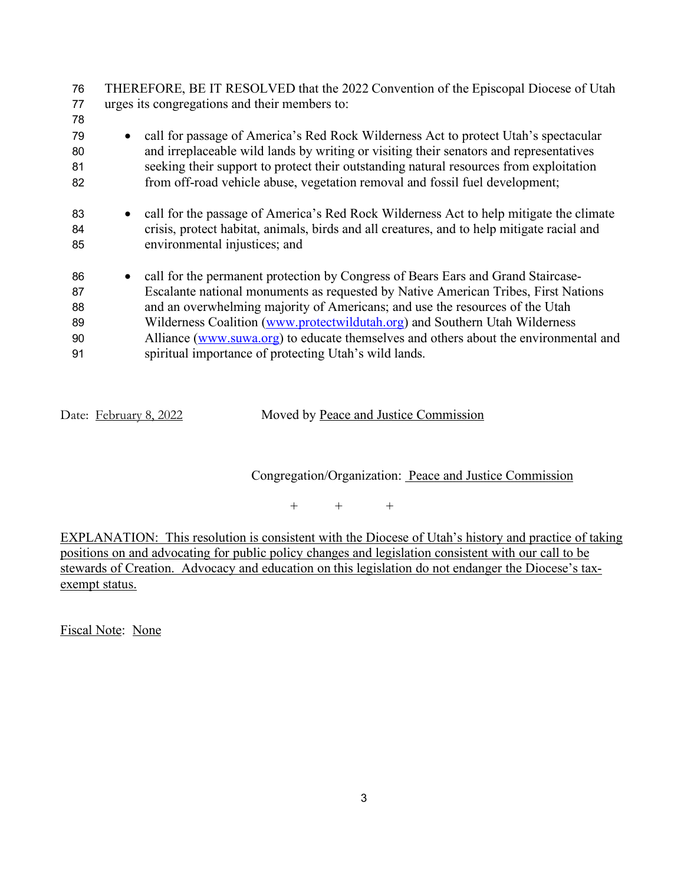THEREFORE, BE IT RESOLVED that the 2022 Convention of the Episcopal Diocese of Utah urges its congregations and their members to:

- call for passage of America's Red Rock Wilderness Act to protect Utah's spectacular and irreplaceable wild lands by writing or visiting their senators and representatives seeking their support to protect their outstanding natural resources from exploitation from off-road vehicle abuse, vegetation removal and fossil fuel development;
- call for the passage of America's Red Rock Wilderness Act to help mitigate the climate crisis, protect habitat, animals, birds and all creatures, and to help mitigate racial and environmental injustices; and
- call for the permanent protection by Congress of Bears Ears and Grand Staircase-Escalante national monuments as requested by Native American Tribes, First Nations and an overwhelming majority of Americans; and use the resources of the Utah Wilderness Coalition (www.protectwildutah.org) and Southern Utah Wilderness Alliance (www.suwa.org) to educate themselves and others about the environmental and spiritual importance of protecting Utah's wild lands.

Date: February 8, 2022

Moved by Peace and Justice Commission

Congregation/Organization: Peace and Justice Commission

+ + +

EXPLANATION: This resolution is consistent with the Diocese of Utah's history and practice of taking positions on and advocating for public policy changes and legislation consistent with our call to be stewards of Creation. Advocacy and education on this legislation do not endanger the Diocese's tax-exempt status.

Fiscal Note: None